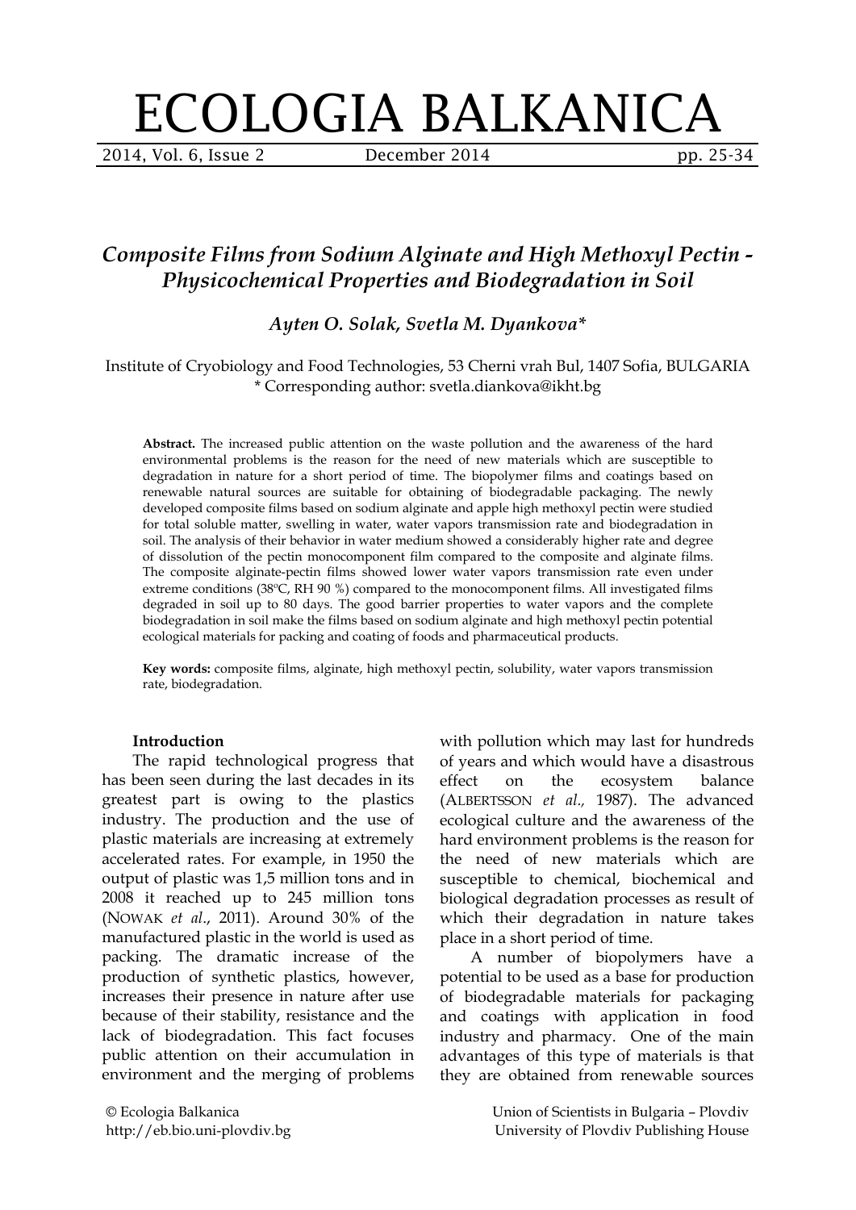# ECOLOGIA BALKANICA

## *Composite Films from Sodium Alginate and High Methoxyl Pectin - Physicochemical Properties and Biodegradation in Soil*

***Ayten O. Solak, Svetla M. Dyankova****

Institute of Cryobiology and Food Technologies, 53 Cherni vrah Bul, 1407 Sofia, BULGARIA
\* Corresponding author: svetla.diankova@ikht.bg

**Abstract.** The increased public attention on the waste pollution and the awareness of the hard environmental problems is the reason for the need of new materials which are susceptible to degradation in nature for a short period of time. The biopolymer films and coatings based on renewable natural sources are suitable for obtaining of biodegradable packaging. The newly developed composite films based on sodium alginate and apple high methoxyl pectin were studied for total soluble matter, swelling in water, water vapors transmission rate and biodegradation in soil. The analysis of their behavior in water medium showed a considerably higher rate and degree of dissolution of the pectin monocomponent film compared to the composite and alginate films. The composite alginate-pectin films showed lower water vapors transmission rate even under extreme conditions (38ºC, RH 90 %) compared to the monocomponent films. All investigated films degraded in soil up to 80 days. The good barrier properties to water vapors and the complete biodegradation in soil make the films based on sodium alginate and high methoxyl pectin potential ecological materials for packing and coating of foods and pharmaceutical products.

**Key words:** composite films, alginate, high methoxyl pectin, solubility, water vapors transmission rate, biodegradation.

### Introduction

The rapid technological progress that has been seen during the last decades in its greatest part is owing to the plastics industry. The production and the use of plastic materials are increasing at extremely accelerated rates. For example, in 1950 the output of plastic was 1,5 million tons and in 2008 it reached up to 245 million tons (NOWAK *et al*., 2011). Around 30% of the manufactured plastic in the world is used as packing. The dramatic increase of the production of synthetic plastics, however, increases their presence in nature after use because of their stability, resistance and the lack of biodegradation. This fact focuses public attention on their accumulation in environment and the merging of problems with pollution which may last for hundreds of years and which would have a disastrous effect on the ecosystem balance (ALBERTSSON *et al.,* 1987). The advanced ecological culture and the awareness of the hard environment problems is the reason for the need of new materials which are susceptible to chemical, biochemical and biological degradation processes as result of which their degradation in nature takes place in a short period of time.

A number of biopolymers have a potential to be used as a base for production of biodegradable materials for packaging and coatings with application in food industry and pharmacy. One of the main advantages of this type of materials is that they are obtained from renewable sources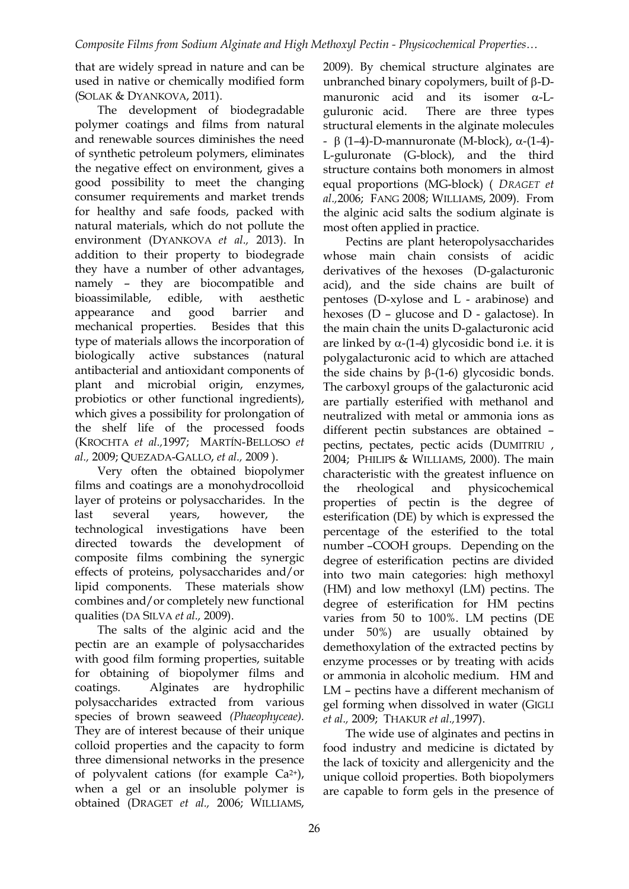that are widely spread in nature and can be used in native or chemically modified form (SOLAK & DYANKOVA, 2011).

The development of biodegradable polymer coatings and films from natural and renewable sources diminishes the need of synthetic petroleum polymers, eliminates the negative effect on environment, gives a good possibility to meet the changing consumer requirements and market trends for healthy and safe foods, packed with natural materials, which do not pollute the environment (DYANKOVA *et al.,* 2013). In addition to their property to biodegrade they have a number of other advantages, namely – they are biocompatible and bioassimilable, edible, with aesthetic appearance and good barrier and mechanical properties. Besides that this type of materials allows the incorporation of biologically active substances (natural antibacterial and antioxidant components of plant and microbial origin, enzymes, probiotics or other functional ingredients), which gives a possibility for prolongation of the shelf life of the processed foods (KROCHTA *et al.,*1997; MARTÍN-BELLOSO *et al.,* 2009; QUEZADA-GALLO, *et al.,* 2009 ).

Very often the obtained biopolymer films and coatings are a monohydrocolloid layer of proteins or polysaccharides. In the last several years, however, the technological investigations have been directed towards the development of composite films combining the synergic effects of proteins, polysaccharides and/or lipid components. These materials show combines and/or completely new functional qualities (DA SILVA *et al.,* 2009).

The salts of the alginic acid and the pectin are an example of polysaccharides with good film forming properties, suitable for obtaining of biopolymer films and coatings. Alginates are hydrophilic polysaccharides extracted from various species of brown seaweed *(Phaeophyceae).* They are of interest because of their unique colloid properties and the capacity to form three dimensional networks in the presence of polyvalent cations (for example $Ca^{2+}$), when a gel or an insoluble polymer is obtained (DRAGET *et al.,* 2006; WILLIAMS, 2009). By chemical structure alginates are unbranched binary copolymers, built of β-D-manuronic acid and its isomer α-L-guluronic acid. There are three types structural elements in the alginate molecules - β (1–4)-D-mannuronate (M-block), α-(1-4)-L-guluronate (G-block), and the third structure contains both monomers in almost equal proportions (MG-block) ( *DRAGET et al.,*2006; FANG 2008; WILLIAMS, 2009). From the alginic acid salts the sodium alginate is most often applied in practice.

Pectins are plant heteropolysaccharides whose main chain consists of acidic derivatives of the hexoses (D-galacturonic acid), and the side chains are built of pentoses (D-xylose and L - arabinose) and hexoses (D – glucose and D - galactose). In the main chain the units D-galacturonic acid are linked by α-(1-4) glycosidic bond i.e. it is polygalacturonic acid to which are attached the side chains by β-(1-6) glycosidic bonds. The carboxyl groups of the galacturonic acid are partially esterified with methanol and neutralized with metal or ammonia ions as different pectin substances are obtained – pectins, pectates, pectic acids (DUMITRIU , 2004; PHILIPS & WILLIAMS, 2000). The main characteristic with the greatest influence on the rheological and physicochemical properties of pectin is the degree of esterification (DE) by which is expressed the percentage of the esterified to the total number –COOH groups. Depending on the degree of esterification pectins are divided into two main categories: high methoxyl (HM) and low methoxyl (LM) pectins. The degree of esterification for HM pectins varies from 50 to 100%. LM pectins (DE under 50%) are usually obtained by demethoxylation of the extracted pectins by enzyme processes or by treating with acids or ammonia in alcoholic medium. HM and LM – pectins have a different mechanism of gel forming when dissolved in water (GIGLI *et al.,* 2009; THAKUR *et al.,*1997).

The wide use of alginates and pectins in food industry and medicine is dictated by the lack of toxicity and allergenicity and the unique colloid properties. Both biopolymers are capable to form gels in the presence of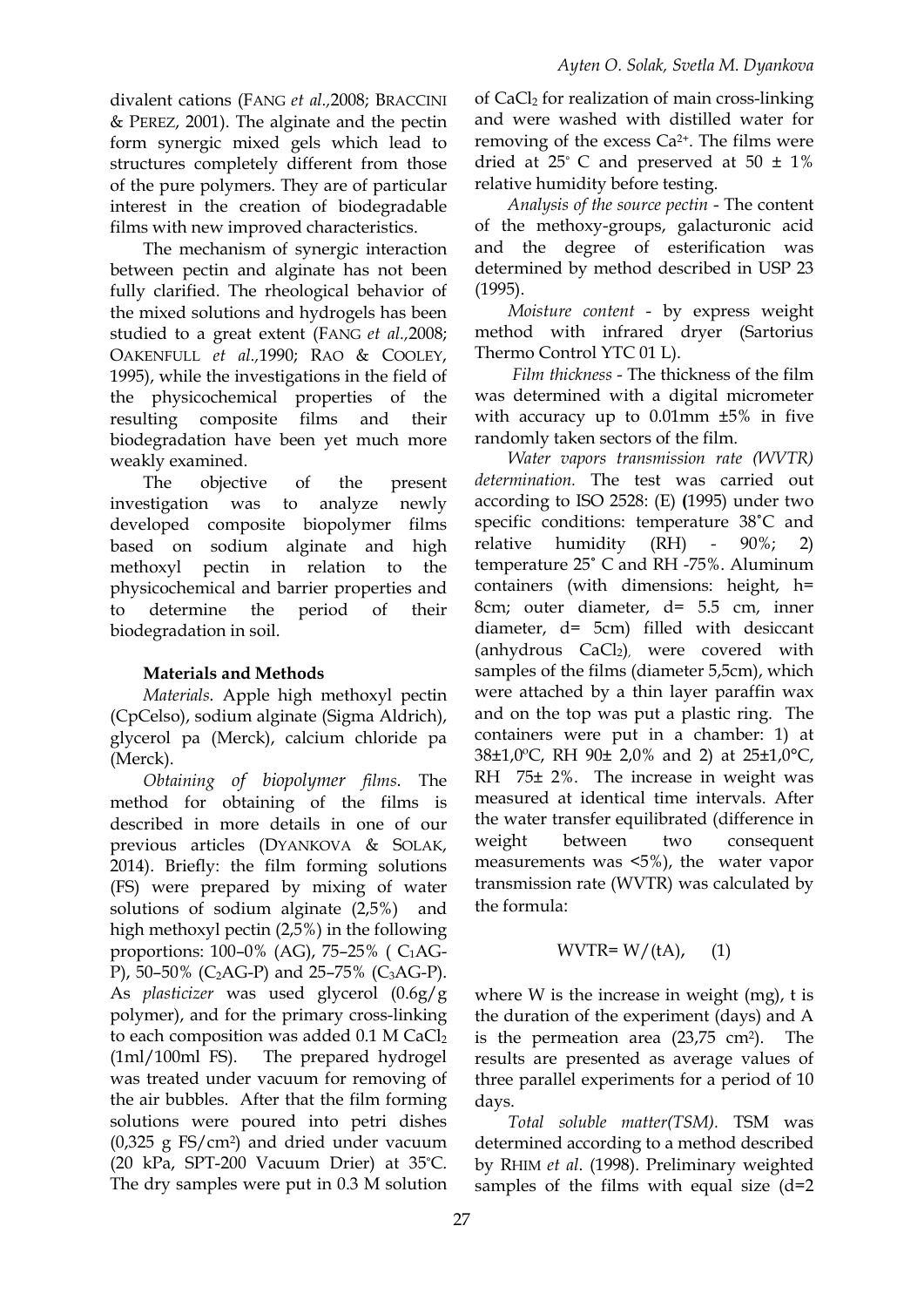divalent cations (FANG *et al.*,2008; BRACCINI & PEREZ, 2001). The alginate and the pectin form synergic mixed gels which lead to structures completely different from those of the pure polymers. They are of particular interest in the creation of biodegradable films with new improved characteristics.

The mechanism of synergic interaction between pectin and alginate has not been fully clarified. The rheological behavior of the mixed solutions and hydrogels has been studied to a great extent (FANG *et al.*,2008; OAKENFULL *et al.*,1990; RAO & COOLEY, 1995), while the investigations in the field of the physicochemical properties of the resulting composite films and their biodegradation have been yet much more weakly examined.

The objective of the present investigation was to analyze newly developed composite biopolymer films based on sodium alginate and high methoxyl pectin in relation to the physicochemical and barrier properties and to determine the period of their biodegradation in soil.

## Materials and Methods

*Materials*. Apple high methoxyl pectin (CpCelso), sodium alginate (Sigma Aldrich), glycerol pa (Merck), calcium chloride pa (Merck).

*Obtaining of biopolymer films*. The method for obtaining of the films is described in more details in one of our previous articles (DYANKOVA & SOLAK, 2014). Briefly: the film forming solutions (FS) were prepared by mixing of water solutions of sodium alginate (2,5%) and high methoxyl pectin (2,5%) in the following proportions: 100–0% (AG), 75–25% ( $C_1$AG-P), 50–50% ($C_2$AG-P) and 25–75% ($C_3$AG-P). As *plasticizer* was used glycerol (0.6g/g polymer), and for the primary cross-linking to each composition was added 0.1 M $CaCl_2$ (1ml/100ml FS). The prepared hydrogel was treated under vacuum for removing of the air bubbles. After that the film forming solutions were poured into petri dishes (0,325 g FS/cm$^2$) and dried under vacuum (20 kPa, SPT-200 Vacuum Drier) at 35°C. The dry samples were put in 0.3 M solution of $CaCl_2$ for realization of main cross-linking and were washed with distilled water for removing of the excess $Ca^{2+}$. The films were dried at 25° C and preserved at 50 ± 1% relative humidity before testing.

*Analysis of the source pectin* - The content of the methoxy-groups, galacturonic acid and the degree of esterification was determined by method described in USP 23 (1995).

*Moisture content* - by express weight method with infrared dryer (Sartorius Thermo Control YTC 01 L).

*Film thickness* - The thickness of the film was determined with a digital micrometer with accuracy up to 0.01mm ±5% in five randomly taken sectors of the film.

*Water vapors transmission rate (WVTR) determination*. The test was carried out according to ISO 2528: (E) (1995) under two specific conditions: temperature 38˚C and relative humidity (RH) - 90%; 2) temperature 25˚ C and RH -75%. Aluminum containers (with dimensions: height, h= 8cm; outer diameter, d= 5.5 cm, inner diameter, d= 5cm) filled with desiccant (anhydrous $CaCl_2$), were covered with samples of the films (diameter 5,5cm), which were attached by a thin layer paraffin wax and on the top was put a plastic ring. The containers were put in a chamber: 1) at 38±1,0ºC, RH 90± 2,0% and 2) at 25±1,0°C, RH 75± 2%. The increase in weight was measured at identical time intervals. After the water transfer equilibrated (difference in weight between two consequent measurements was <5%), the water vapor transmission rate (WVTR) was calculated by the formula:

$$WVTR = W/(tA), \quad (1)$$

where W is the increase in weight (mg), t is the duration of the experiment (days) and A is the permeation area (23,75 cm$^2$). The results are presented as average values of three parallel experiments for a period of 10 days.

*Total soluble matter(TSM)*. TSM was determined according to a method described by RHIM *et al*. (1998). Preliminary weighted samples of the films with equal size (d=2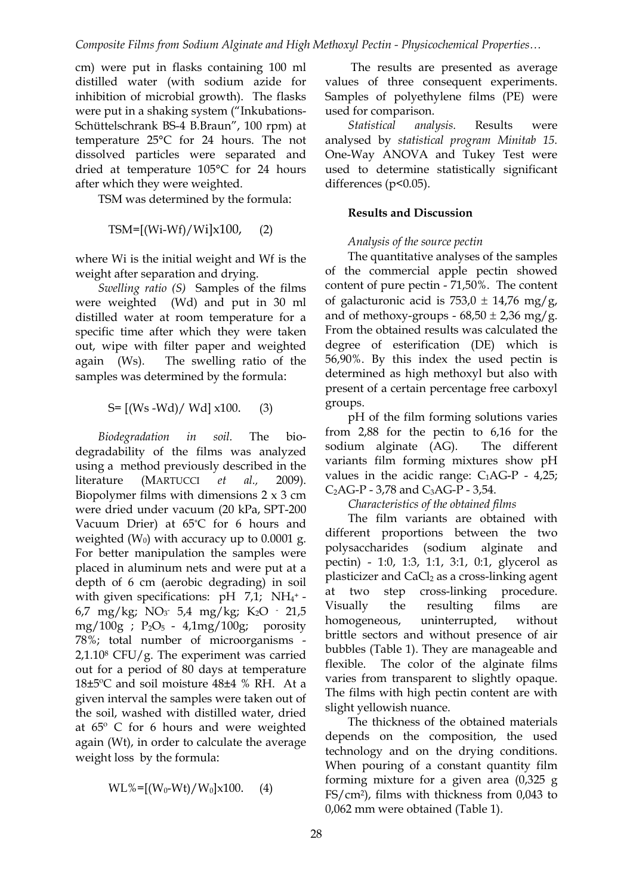cm) were put in flasks containing 100 ml distilled water (with sodium azide for inhibition of microbial growth). The flasks were put in a shaking system ("Inkubations-Schüttelschrank BS-4 B.Braun", 100 rpm) at temperature 25°C for 24 hours. The not dissolved particles were separated and dried at temperature 105°C for 24 hours after which they were weighted.

TSM was determined by the formula:

$$TSM=[(Wi-Wf)/Wi]x100, \quad (2)$$

where Wi is the initial weight and Wf is the weight after separation and drying.

*Swelling ratio (S)* Samples of the films were weighted (Wd) and put in 30 ml distilled water at room temperature for a specific time after which they were taken out, wipe with filter paper and weighted again (Ws). The swelling ratio of the samples was determined by the formula:

$$S= [(Ws -Wd)/ Wd] x100. \quad (3)$$

*Biodegradation in soil.* The biodegradability of the films was analyzed using a method previously described in the literature (MARTUCCI *et al.,* 2009). Biopolymer films with dimensions 2 x 3 cm were dried under vacuum (20 kPa, SPT-200 Vacuum Drier) at 65°C for 6 hours and weighted ($W_0$) with accuracy up to 0.0001 g. For better manipulation the samples were placed in aluminum nets and were put at a depth of 6 cm (aerobic degrading) in soil with given specifications: pH 7,1; $NH_4^+$ - 6,7 mg/kg; $NO_3^-$ 5,4 mg/kg; $K_2O$ - 21,5 mg/100g ; $P_2O_5$ - 4,1mg/100g; porosity 78%; total number of microorganisms - $2{,}1.10^8$ CFU/g. The experiment was carried out for a period of 80 days at temperature 18±5°C and soil moisture 48±4 % RH. At a given interval the samples were taken out of the soil, washed with distilled water, dried at 65° C for 6 hours and were weighted again (Wt), in order to calculate the average weight loss by the formula:

$$WL\%=[(W_0-Wt)/W_0]x100. \quad (4)$$

The results are presented as average values of three consequent experiments. Samples of polyethylene films (PE) were used for comparison.

*Statistical analysis.* Results were analysed by *statistical program Minitab 15.* One-Way ANOVA and Tukey Test were used to determine statistically significant differences ($p<0.05$).

## Results and Discussion

*Analysis of the source pectin*

The quantitative analyses of the samples of the commercial apple pectin showed content of pure pectin - 71,50%. The content of galacturonic acid is 753,0 ± 14,76 mg/g, and of methoxy-groups - 68,50 ± 2,36 mg/g. From the obtained results was calculated the degree of esterification (DE) which is 56,90%. By this index the used pectin is determined as high methoxyl but also with present of a certain percentage free carboxyl groups.

pH of the film forming solutions varies from 2,88 for the pectin to 6,16 for the sodium alginate (AG). The different variants film forming mixtures show pH values in the acidic range: $C_1$AG-P - 4,25; $C_2$AG-P - 3,78 and $C_3$AG-P - 3,54.

*Characteristics of the obtained films*

The film variants are obtained with different proportions between the two polysaccharides (sodium alginate and pectin) - 1:0, 1:3, 1:1, 3:1, 0:1, glycerol as plasticizer and $CaCl_2$ as a cross-linking agent at two step cross-linking procedure. Visually the resulting films are homogeneous, uninterrupted, without brittle sectors and without presence of air bubbles (Table 1). They are manageable and flexible. The color of the alginate films varies from transparent to slightly opaque. The films with high pectin content are with slight yellowish nuance.

The thickness of the obtained materials depends on the composition, the used technology and on the drying conditions. When pouring of a constant quantity film forming mixture for a given area (0,325 g FS/cm²), films with thickness from 0,043 to 0,062 mm were obtained (Table 1).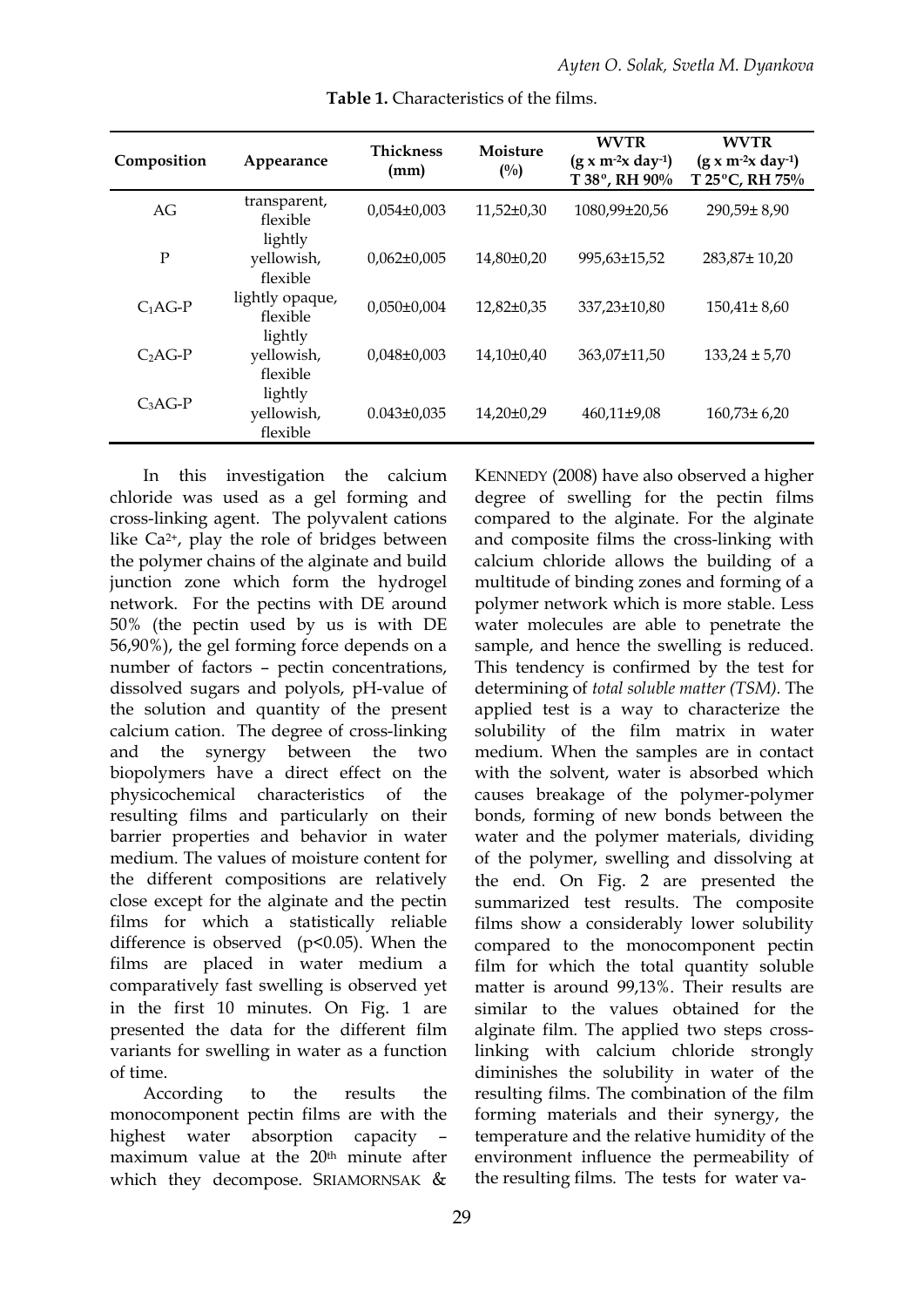**Table 1.** Characteristics of the films.

| Composition | Appearance | Thickness (mm) | Moisture (%) | WVTR ($g \times m^{-2} \times day^{-1}$) T 38°, RH 90% | WVTR ($g \times m^{-2} \times day^{-1}$) T 25°C, RH 75% |
|---|---|---|---|---|---|
| AG | transparent, flexible | 0,054±0,003 | 11,52±0,30 | 1080,99±20,56 | 290,59± 8,90 |
| P | lightly yellowish, flexible | 0,062±0,005 | 14,80±0,20 | 995,63±15,52 | 283,87± 10,20 |
| $C_1$AG-P | lightly opaque, flexible | 0,050±0,004 | 12,82±0,35 | 337,23±10,80 | 150,41± 8,60 |
| $C_2$AG-P | lightly yellowish, flexible | 0,048±0,003 | 14,10±0,40 | 363,07±11,50 | 133,24 ± 5,70 |
| $C_3$AG-P | lightly yellowish, flexible | 0.043±0,035 | 14,20±0,29 | 460,11±9,08 | 160,73± 6,20 |

In this investigation the calcium chloride was used as a gel forming and cross-linking agent. The polyvalent cations like $Ca^{2+}$, play the role of bridges between the polymer chains of the alginate and build junction zone which form the hydrogel network. For the pectins with DE around 50% (the pectin used by us is with DE 56,90%), the gel forming force depends on a number of factors – pectin concentrations, dissolved sugars and polyols, pH-value of the solution and quantity of the present calcium cation. The degree of cross-linking and the synergy between the two biopolymers have a direct effect on the physicochemical characteristics of the resulting films and particularly on their barrier properties and behavior in water medium. The values of moisture content for the different compositions are relatively close except for the alginate and the pectin films for which a statistically reliable difference is observed ($p<0.05$). When the films are placed in water medium a comparatively fast swelling is observed yet in the first 10 minutes. On Fig. 1 are presented the data for the different film variants for swelling in water as a function of time.

According to the results the monocomponent pectin films are with the highest water absorption capacity – maximum value at the 20th minute after which they decompose. SRIAMORNSAK & KENNEDY (2008) have also observed a higher degree of swelling for the pectin films compared to the alginate. For the alginate and composite films the cross-linking with calcium chloride allows the building of a multitude of binding zones and forming of a polymer network which is more stable. Less water molecules are able to penetrate the sample, and hence the swelling is reduced. This tendency is confirmed by the test for determining of *total soluble matter (TSM)*. The applied test is a way to characterize the solubility of the film matrix in water medium. When the samples are in contact with the solvent, water is absorbed which causes breakage of the polymer-polymer bonds, forming of new bonds between the water and the polymer materials, dividing of the polymer, swelling and dissolving at the end. On Fig. 2 are presented the summarized test results. The composite films show a considerably lower solubility compared to the monocomponent pectin film for which the total quantity soluble matter is around 99,13%. Their results are similar to the values obtained for the alginate film. The applied two steps cross-linking with calcium chloride strongly diminishes the solubility in water of the resulting films. The combination of the film forming materials and their synergy, the temperature and the relative humidity of the environment influence the permeability of the resulting films. The tests for water va-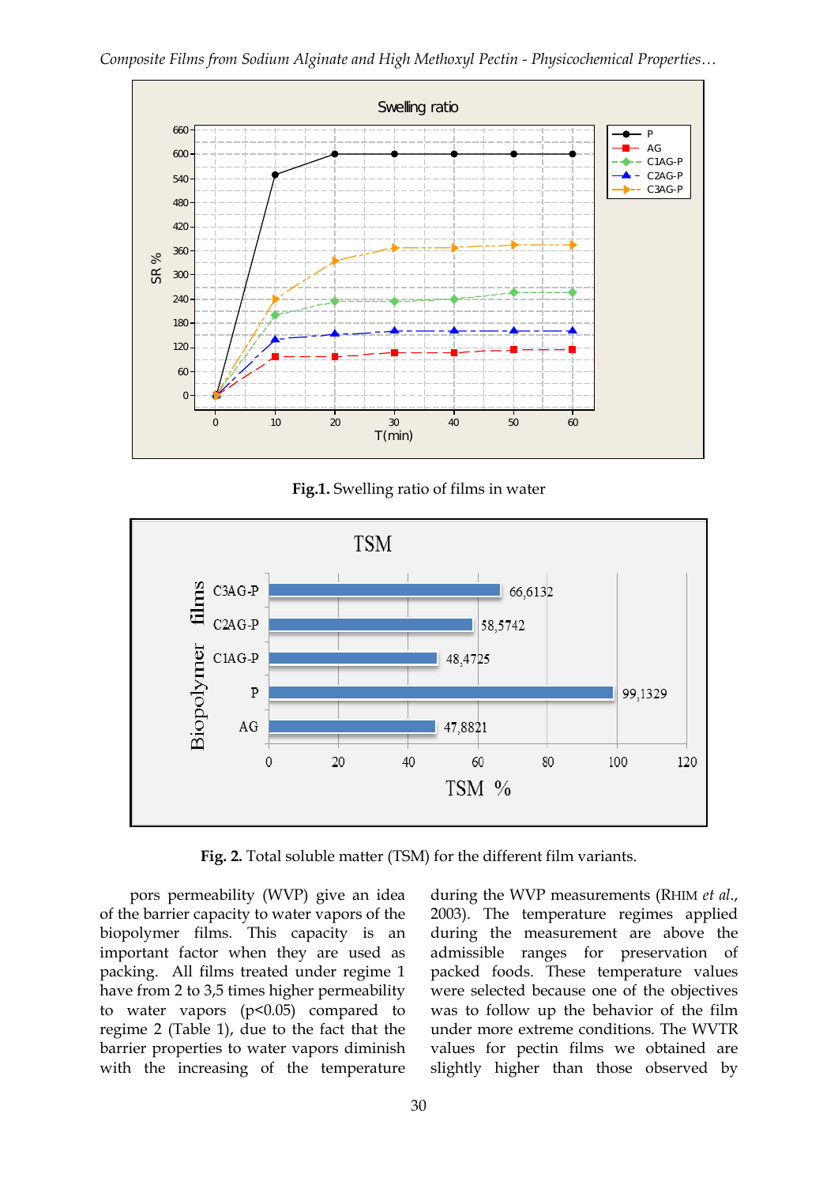**Fig.1.** Swelling ratio of films in water

**Fig. 2.** Total soluble matter (TSM) for the different film variants.

pors permeability (WVP) give an idea of the barrier capacity to water vapors of the biopolymer films. This capacity is an important factor when they are used as packing. All films treated under regime 1 have from 2 to 3,5 times higher permeability to water vapors ($p<0.05$) compared to regime 2 (Table 1), due to the fact that the barrier properties to water vapors diminish with the increasing of the temperature during the WVP measurements (RHIM *et al.*, 2003). The temperature regimes applied during the measurement are above the admissible ranges for preservation of packed foods. These temperature values were selected because one of the objectives was to follow up the behavior of the film under more extreme conditions. The WVTR values for pectin films we obtained are slightly higher than those observed by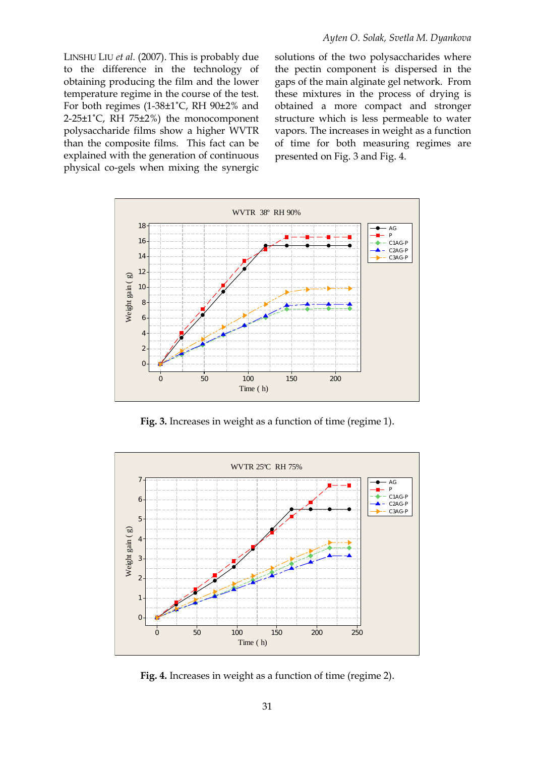LINSHU LIU *et al.* (2007). This is probably due to the difference in the technology of obtaining producing the film and the lower temperature regime in the course of the test. For both regimes (1-38±1˚C, RH 90±2% and 2-25±1˚C, RH 75±2%) the monocomponent polysaccharide films show a higher WVTR than the composite films. This fact can be explained with the generation of continuous physical co-gels when mixing the synergic solutions of the two polysaccharides where the pectin component is dispersed in the gaps of the main alginate gel network. From these mixtures in the process of drying is obtained a more compact and stronger structure which is less permeable to water vapors. The increases in weight as a function of time for both measuring regimes are presented on Fig. 3 and Fig. 4.

**Fig. 3.** Increases in weight as a function of time (regime 1).

**Fig. 4.** Increases in weight as a function of time (regime 2).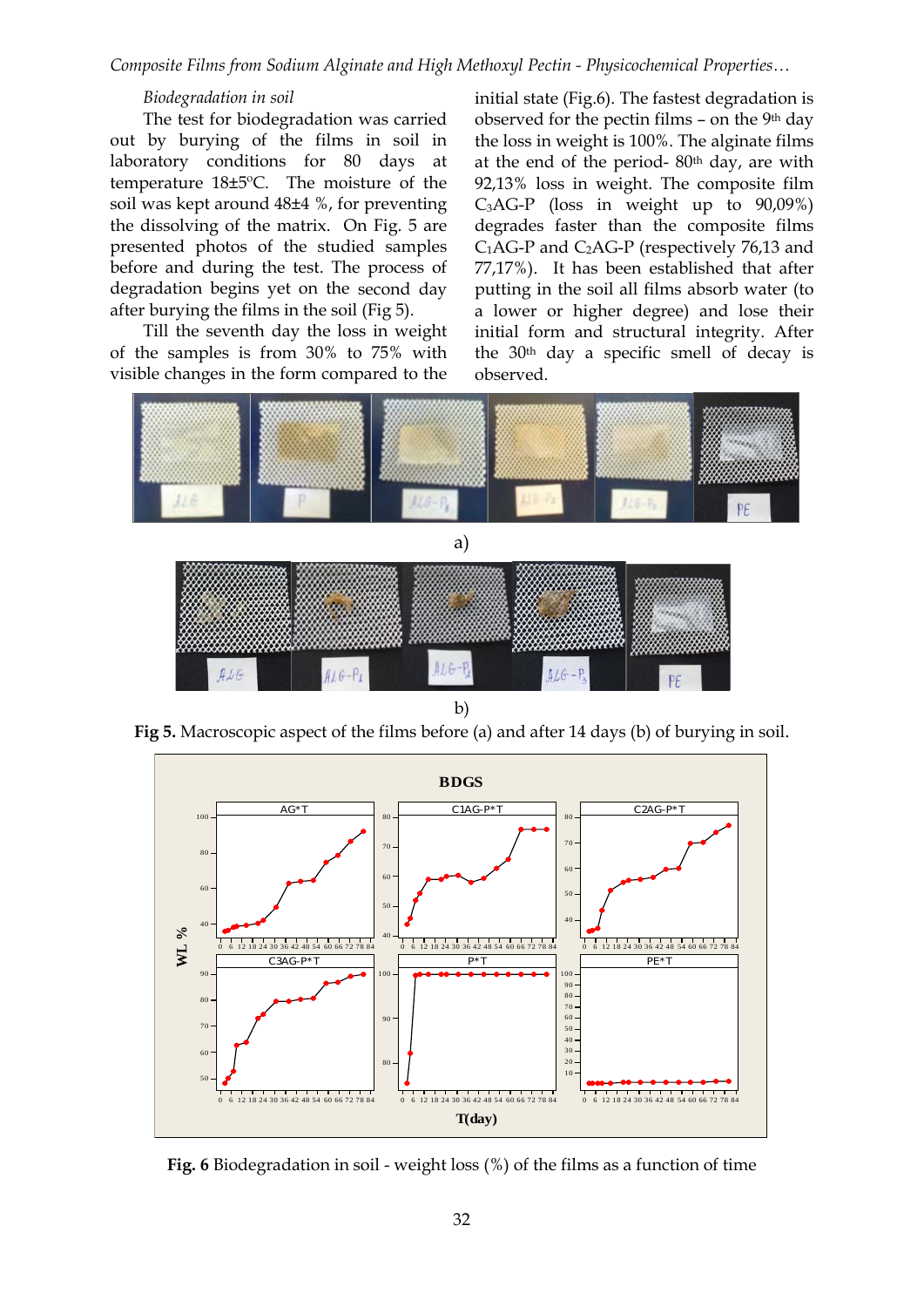*Biodegradation in soil*

The test for biodegradation was carried out by burying of the films in soil in laboratory conditions for 80 days at temperature 18±5ºC. The moisture of the soil was kept around 48±4 %, for preventing the dissolving of the matrix. On Fig. 5 are presented photos of the studied samples before and during the test. The process of degradation begins yet on the second day after burying the films in the soil (Fig 5).

Till the seventh day the loss in weight of the samples is from 30% to 75% with visible changes in the form compared to the initial state (Fig.6). The fastest degradation is observed for the pectin films – on the 9th day the loss in weight is 100%. The alginate films at the end of the period- 80th day, are with 92,13% loss in weight. The composite film $C_3$AG-P (loss in weight up to 90,09%) degrades faster than the composite films $C_1$AG-P and $C_2$AG-P (respectively 76,13 and 77,17%). It has been established that after putting in the soil all films absorb water (to a lower or higher degree) and lose their initial form and structural integrity. After the 30th day a specific smell of decay is observed.

a)

b)

**Fig 5.** Macroscopic aspect of the films before (a) and after 14 days (b) of burying in soil.

**Fig. 6** Biodegradation in soil - weight loss (%) of the films as a function of time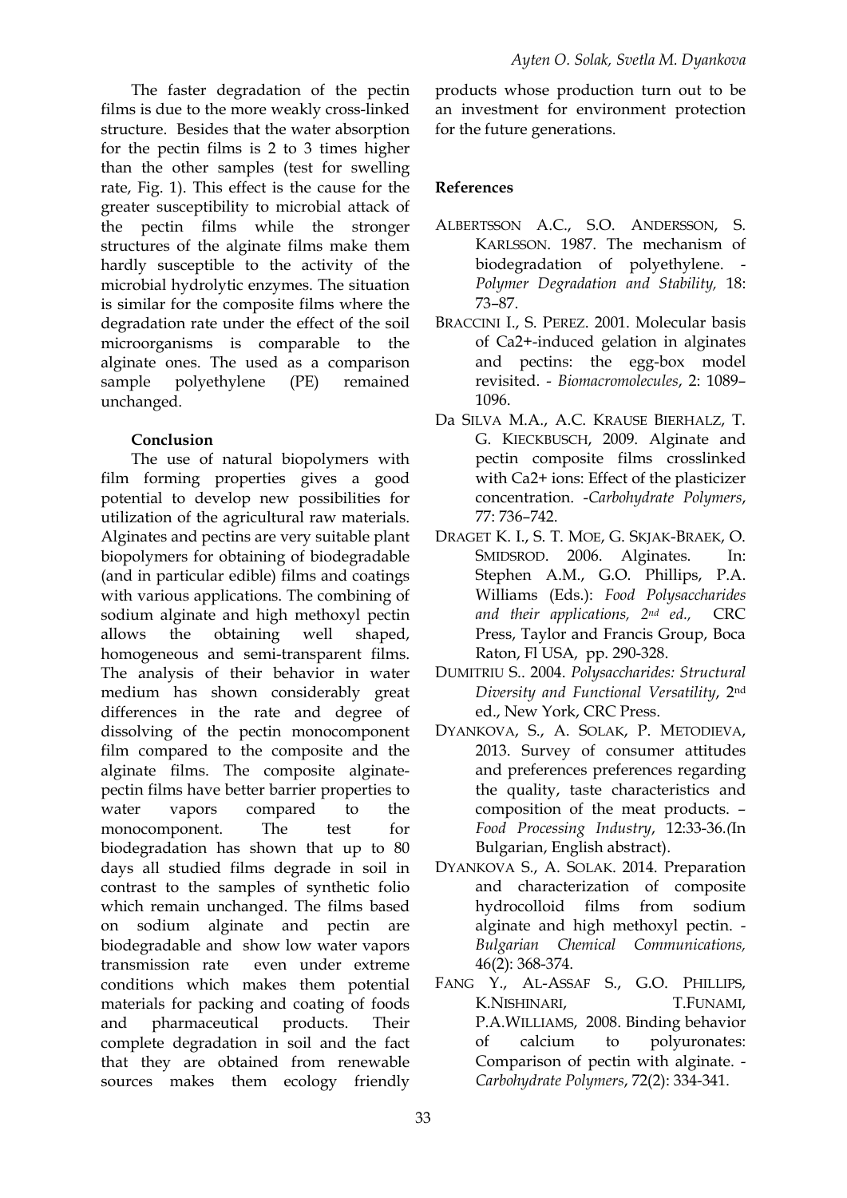The faster degradation of the pectin films is due to the more weakly cross-linked structure. Besides that the water absorption for the pectin films is 2 to 3 times higher than the other samples (test for swelling rate, Fig. 1). This effect is the cause for the greater susceptibility to microbial attack of the pectin films while the stronger structures of the alginate films make them hardly susceptible to the activity of the microbial hydrolytic enzymes. The situation is similar for the composite films where the degradation rate under the effect of the soil microorganisms is comparable to the alginate ones. The used as a comparison sample polyethylene (PE) remained unchanged.

## Conclusion

The use of natural biopolymers with film forming properties gives a good potential to develop new possibilities for utilization of the agricultural raw materials. Alginates and pectins are very suitable plant biopolymers for obtaining of biodegradable (and in particular edible) films and coatings with various applications. The combining of sodium alginate and high methoxyl pectin allows the obtaining well shaped, homogeneous and semi-transparent films. The analysis of their behavior in water medium has shown considerably great differences in the rate and degree of dissolving of the pectin monocomponent film compared to the composite and the alginate films. The composite alginate-pectin films have better barrier properties to water vapors compared to the monocomponent. The test for biodegradation has shown that up to 80 days all studied films degrade in soil in contrast to the samples of synthetic folio which remain unchanged. The films based on sodium alginate and pectin are biodegradable and show low water vapors transmission rate even under extreme conditions which makes them potential materials for packing and coating of foods and pharmaceutical products. Their complete degradation in soil and the fact that they are obtained from renewable sources makes them ecology friendly products whose production turn out to be an investment for environment protection for the future generations.

## References

ALBERTSSON A.C., S.O. ANDERSSON, S. KARLSSON. 1987. The mechanism of biodegradation of polyethylene. - *Polymer Degradation and Stability,* 18: 73–87.

BRACCINI I., S. PEREZ. 2001. Molecular basis of Ca2+-induced gelation in alginates and pectins: the egg-box model revisited. - *Biomacromolecules*, 2: 1089–1096.

Da SILVA M.A., A.C. KRAUSE BIERHALZ, T. G. KIECKBUSCH, 2009. Alginate and pectin composite films crosslinked with Ca2+ ions: Effect of the plasticizer concentration. -*Carbohydrate Polymers*, 77: 736–742.

DRAGET K. I., S. T. MOE, G. SKJAK-BRAEK, O. SMIDSROD. 2006. Alginates. In: Stephen A.M., G.O. Phillips, P.A. Williams (Eds.): *Food Polysaccharides and their applications, 2nd ed.,* CRC Press, Taylor and Francis Group, Boca Raton, Fl USA, pp. 290-328.

DUMITRIU S.. 2004. *Polysaccharides: Structural Diversity and Functional Versatility*, 2nd ed., New York, CRC Press.

DYANKOVA, S., A. SOLAK, P. METODIEVA, 2013. Survey of consumer attitudes and preferences preferences regarding the quality, taste characteristics and composition of the meat products. – *Food Processing Industry*, 12:33-36.(In Bulgarian, English abstract).

DYANKOVA S., A. SOLAK. 2014. Preparation and characterization of composite hydrocolloid films from sodium alginate and high methoxyl pectin. - *Bulgarian Chemical Communications,* 46(2): 368-374.

FANG Y., AL-ASSAF S., G.O. PHILLIPS, K.NISHINARI, T.FUNAMI, P.A.WILLIAMS, 2008. Binding behavior of calcium to polyuronates: Comparison of pectin with alginate. - *Carbohydrate Polymers*, 72(2): 334-341.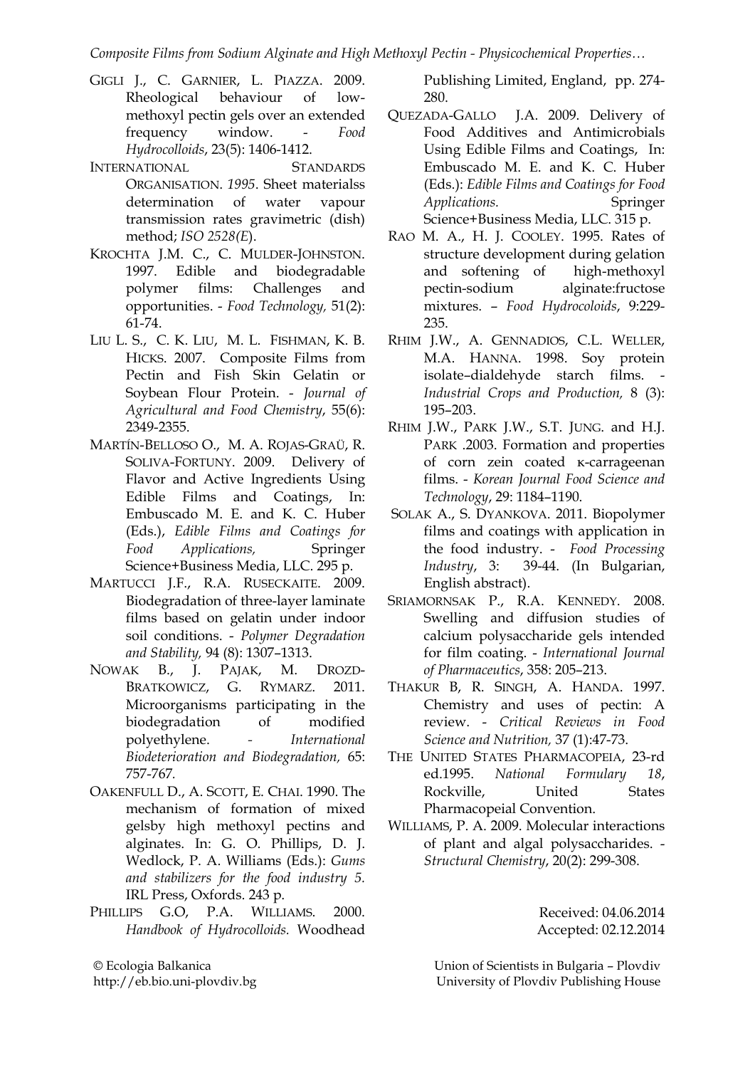GIGLI J., C. GARNIER, L. PIAZZA. 2009. Rheological behaviour of low-methoxyl pectin gels over an extended frequency window. - *Food Hydrocolloids*, 23(5): 1406-1412.

INTERNATIONAL STANDARDS ORGANISATION. *1995*. Sheet materialss determination of water vapour transmission rates gravimetric (dish) method; *ISO 2528(E*).

KROCHTA J.M. C., C. MULDER-JOHNSTON. 1997. Edible and biodegradable polymer films: Challenges and opportunities. - *Food Technology,* 51(2): 61-74.

LIU L. S., C. K. LIU, M. L. FISHMAN, K. B. HICKS. 2007. Composite Films from Pectin and Fish Skin Gelatin or Soybean Flour Protein. - *Journal of Agricultural and Food Chemistry*, 55(6): 2349-2355.

MARTÍN-BELLOSO O., M. A. ROJAS-GRAÜ, R. SOLIVA-FORTUNY. 2009. Delivery of Flavor and Active Ingredients Using Edible Films and Coatings, In: Embuscado M. E. and K. C. Huber (Eds.), *Edible Films and Coatings for Food Applications,* Springer Science+Business Media, LLC. 295 p.

MARTUCCI J.F., R.A. RUSECKAITE. 2009. Biodegradation of three-layer laminate films based on gelatin under indoor soil conditions. - *Polymer Degradation and Stability,* 94 (8): 1307–1313.

NOWAK B., J. PAJAK, M. DROZD-BRATKOWICZ, G. RYMARZ. 2011. Microorganisms participating in the biodegradation of modified polyethylene. - *International Biodeterioration and Biodegradation,* 65: 757-767.

OAKENFULL D., A. SCOTT, E. CHAI. 1990. The mechanism of formation of mixed gelsby high methoxyl pectins and alginates. In: G. O. Phillips, D. J. Wedlock, P. A. Williams (Eds.): *Gums and stabilizers for the food industry 5.* IRL Press, Oxfords. 243 p.

PHILLIPS G.O, P.A. WILLIAMS. 2000. *Handbook of Hydrocolloids.* Woodhead Publishing Limited, England, pp. 274-280.

QUEZADA-GALLO J.A. 2009. Delivery of Food Additives and Antimicrobials Using Edible Films and Coatings, In: Embuscado M. E. and K. C. Huber (Eds.): *Edible Films and Coatings for Food Applications.* Springer Science+Business Media, LLC. 315 p.

RAO M. A., H. J. COOLEY. 1995. Rates of structure development during gelation and softening of high-methoxyl pectin-sodium alginate:fructose mixtures. – *Food Hydrocoloids*, 9:229-235.

RHIM J.W., A. GENNADIOS, C.L. WELLER, M.A. HANNA. 1998. Soy protein isolate–dialdehyde starch films. - *Industrial Crops and Production,* 8 (3): 195–203.

RHIM J.W., PARK J.W., S.T. JUNG. and H.J. PARK .2003. Formation and properties of corn zein coated κ-carrageenan films. - *Korean Journal Food Science and Technology*, 29: 1184–1190.

SOLAK A., S. DYANKOVA. 2011. Biopolymer films and coatings with application in the food industry. - *Food Processing Industry*, 3: 39-44. (In Bulgarian, English abstract).

SRIAMORNSAK P., R.A. KENNEDY. 2008. Swelling and diffusion studies of calcium polysaccharide gels intended for film coating. - *International Journal of Pharmaceutics*, 358: 205–213.

THAKUR B, R. SINGH, A. HANDA. 1997. Chemistry and uses of pectin: A review. - *Critical Reviews in Food Science and Nutrition,* 37 (1):47-73.

THE UNITED STATES PHARMACOPEIA, 23-rd ed.1995. *National Formulary 18*, Rockville, United States Pharmacopeial Convention.

WILLIAMS, P. A. 2009. Molecular interactions of plant and algal polysaccharides. - *Structural Chemistry*, 20(2): 299-308.

Received: 04.06.2014
Accepted: 02.12.2014